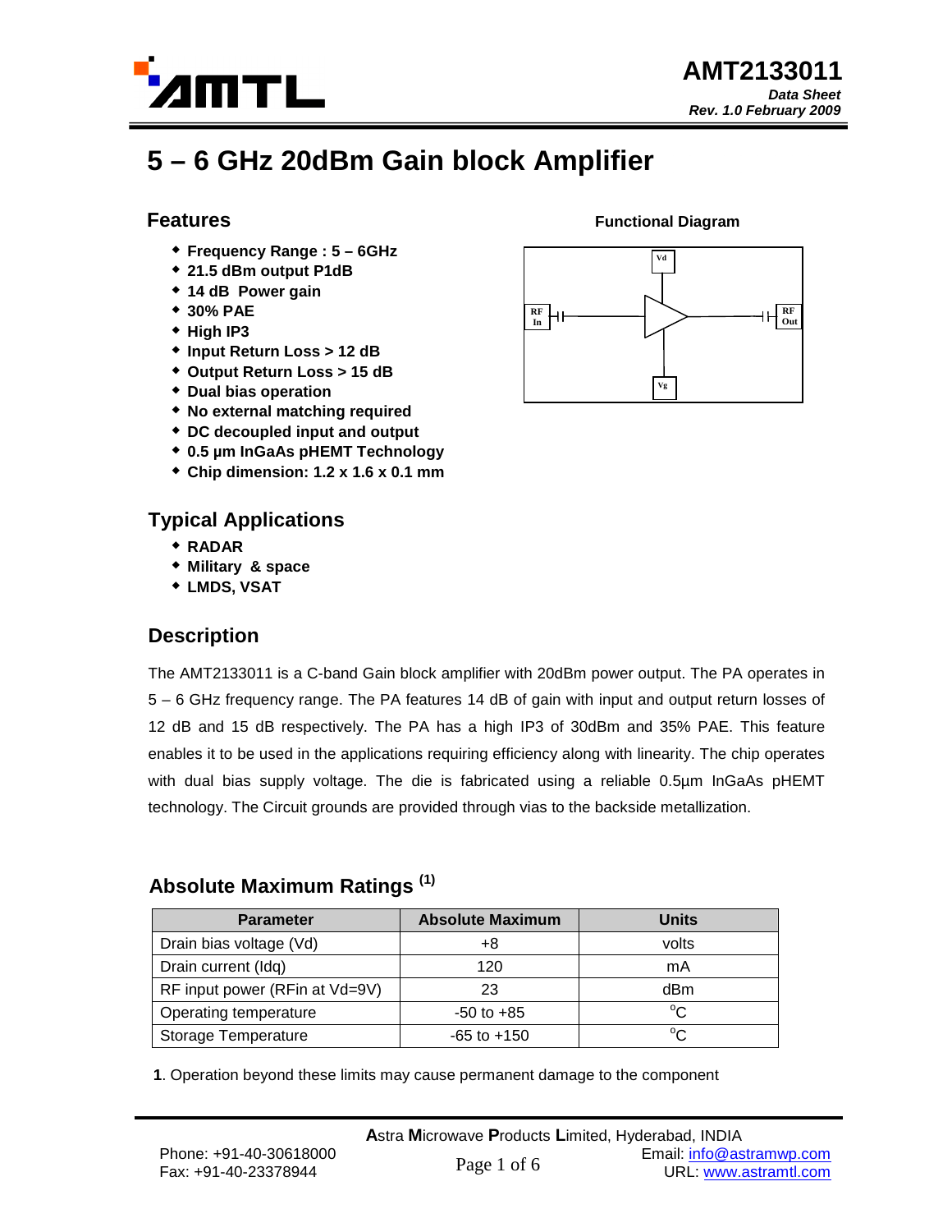AMT2133011

*Data Sheet*
*Rev. 1.0 February 2009*

# 5 – 6 GHz 20dBm Gain block Amplifier

## Features

- **Frequency Range : 5 – 6GHz**
- **21.5 dBm output P1dB**
- **14 dB Power gain**
- **30% PAE**
- **High IP3**
- **Input Return Loss > 12 dB**
- **Output Return Loss > 15 dB**
- **Dual bias operation**
- **No external matching required**
- **DC decoupled input and output**
- **0.5 µm InGaAs pHEMT Technology**
- **Chip dimension: 1.2 x 1.6 x 0.1 mm**

**Functional Diagram**

Vd
RF In
RF Out
Vg

## Typical Applications

- **RADAR**
- **Military & space**
- **LMDS, VSAT**

## Description

The AMT2133011 is a C-band Gain block amplifier with 20dBm power output. The PA operates in 5 – 6 GHz frequency range. The PA features 14 dB of gain with input and output return losses of 12 dB and 15 dB respectively. The PA has a high IP3 of 30dBm and 35% PAE. This feature enables it to be used in the applications requiring efficiency along with linearity. The chip operates with dual bias supply voltage. The die is fabricated using a reliable 0.5µm InGaAs pHEMT technology. The Circuit grounds are provided through vias to the backside metallization.

## Absolute Maximum Ratings [1]

| Parameter | Absolute Maximum | Units |
|---|---|---|
| Drain bias voltage (Vd) | +8 | volts |
| Drain current (Idq) | 120 | mA |
| RF input power (RFin at Vd=9V) | 23 | dBm |
| Operating temperature | -50 to +85 | $^{o}$C |
| Storage Temperature | -65 to +150 | $^{o}$C |

**1**. Operation beyond these limits may cause permanent damage to the component

**A**stra **M**icrowave **P**roducts **L**imited, Hyderabad, INDIA
Phone: +91-40-30618000
Fax: +91-40-23378944
Email: info@astramwp.com
URL: www.astramtl.com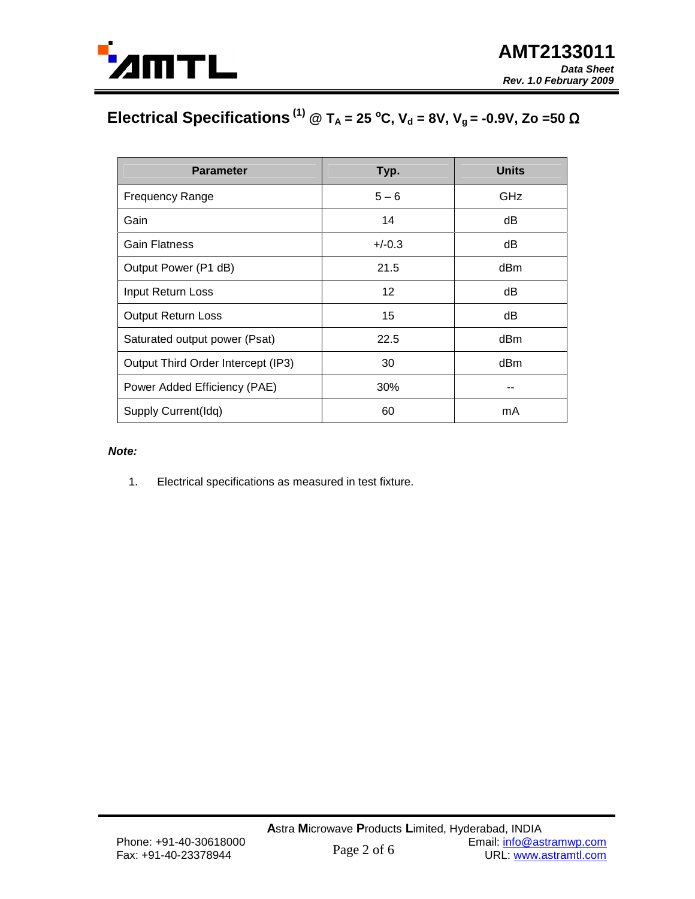## Electrical Specifications [1] @ $T_A$ = 25 $^oC$, $V_d$ = 8V, $V_g$ = -0.9V, Zo =50 Ω

| Parameter | Typ. | Units |
|---|---|---|
| Frequency Range | 5 – 6 | GHz |
| Gain | 14 | dB |
| Gain Flatness | +/-0.3 | dB |
| Output Power (P1 dB) | 21.5 | dBm |
| Input Return Loss | 12 | dB |
| Output Return Loss | 15 | dB |
| Saturated output power (Psat) | 22.5 | dBm |
| Output Third Order Intercept (IP3) | 30 | dBm |
| Power Added Efficiency (PAE) | 30% | -- |
| Supply Current(Idq) | 60 | mA |

***Note:***

1. Electrical specifications as measured in test fixture.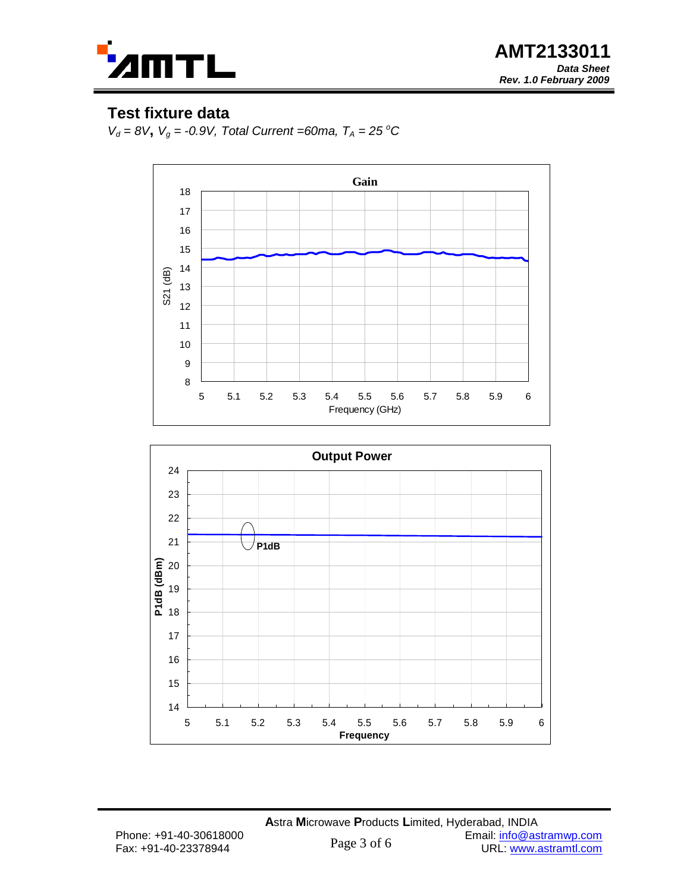## Test fixture data

*$V_d$ = 8V, $V_g$ = -0.9V, Total Current =60ma, $T_A$ = 25 °C*

**Gain**

S21 (dB)

Frequency (GHz)

**Output Power**

P1dB

**P1dB (dBm)**

**Frequency**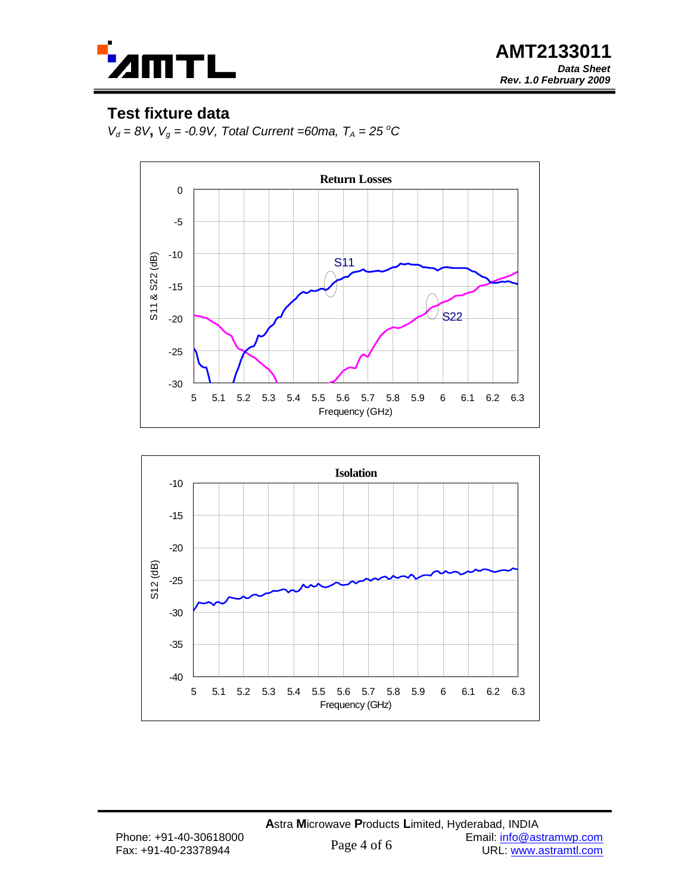## Test fixture data

$V_d = 8V$, $V_g = -0.9V$, *Total Current =60ma*, $T_A = 25\ ^oC$

**Return Losses**

S11 & S22 (dB) vs Frequency (GHz)

**Isolation**

S12 (dB) vs Frequency (GHz)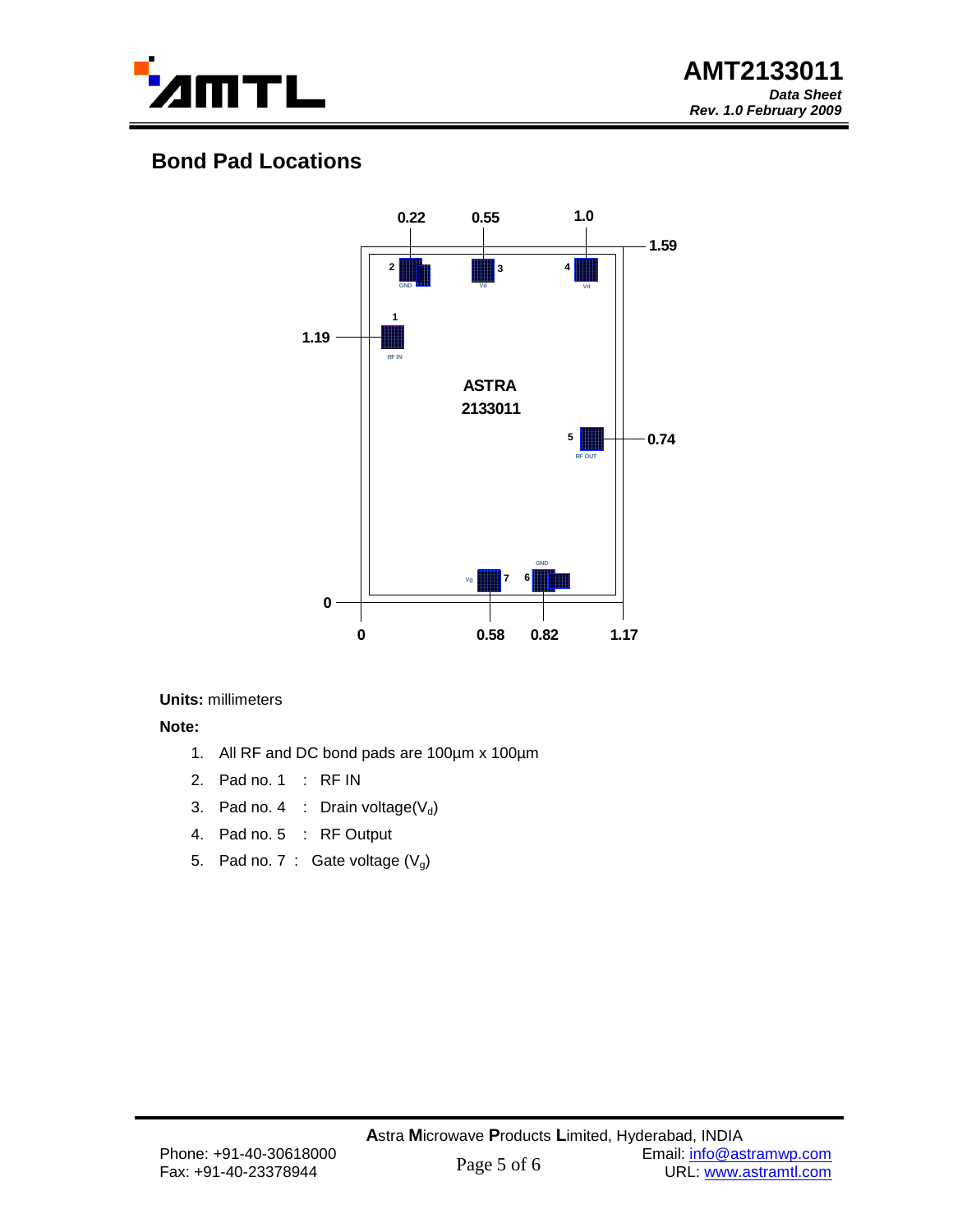## Bond Pad Locations

**Units:** millimeters

**Note:**

1. All RF and DC bond pads are 100µm x 100µm
2. Pad no. 1 : RF IN
3. Pad no. 4 : Drain voltage($V_d$)
4. Pad no. 5 : RF Output
5. Pad no. 7 : Gate voltage ($V_g$)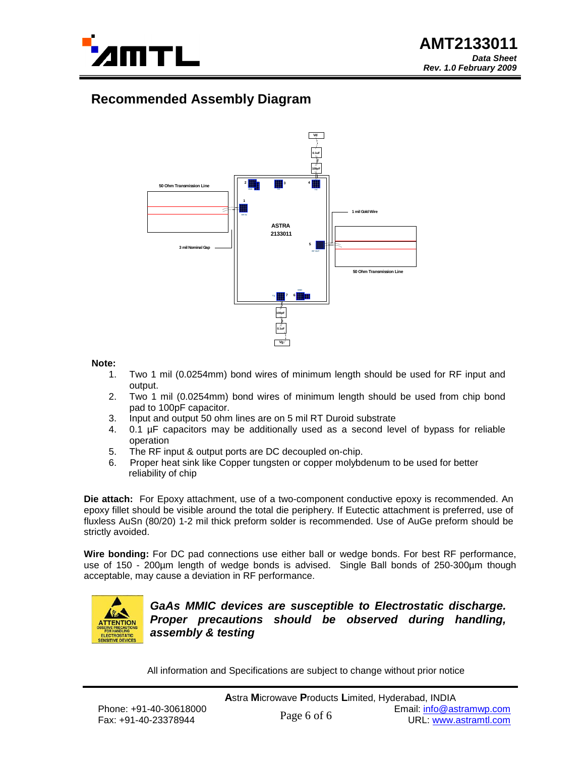## Recommended Assembly Diagram

Vd

0.1uF

100pF

50 Ohm Transmission Line

2

3

4

1

1 mil Gold Wire

ASTRA

2133011

5

3 mil Nominal Gap

50 Ohm Transmission Line

7

6

100pF

0.1uF

Vg

**Note:**

1. Two 1 mil (0.0254mm) bond wires of minimum length should be used for RF input and output.
2. Two 1 mil (0.0254mm) bond wires of minimum length should be used from chip bond pad to 100pF capacitor.
3. Input and output 50 ohm lines are on 5 mil RT Duroid substrate
4. 0.1 µF capacitors may be additionally used as a second level of bypass for reliable operation
5. The RF input & output ports are DC decoupled on-chip.
6. Proper heat sink like Copper tungsten or copper molybdenum to be used for better reliability of chip

**Die attach:** For Epoxy attachment, use of a two-component conductive epoxy is recommended. An epoxy fillet should be visible around the total die periphery. If Eutectic attachment is preferred, use of fluxless AuSn (80/20) 1-2 mil thick preform solder is recommended. Use of AuGe preform should be strictly avoided.

**Wire bonding:** For DC pad connections use either ball or wedge bonds. For best RF performance, use of 150 - 200µm length of wedge bonds is advised. Single Ball bonds of 250-300µm though acceptable, may cause a deviation in RF performance.

ATTENTION
OBSERVE PRECAUTIONS FOR HANDLING ELECTROSTATIC SENSITIVE DEVICES

***GaAs MMIC devices are susceptible to Electrostatic discharge. Proper precautions should be observed during handling, assembly & testing***

All information and Specifications are subject to change without prior notice

**A**stra **M**icrowave **P**roducts **L**imited, Hyderabad, INDIA

Phone: +91-40-30618000
Fax: +91-40-23378944

Email: info@astramwp.com
URL: www.astramtl.com